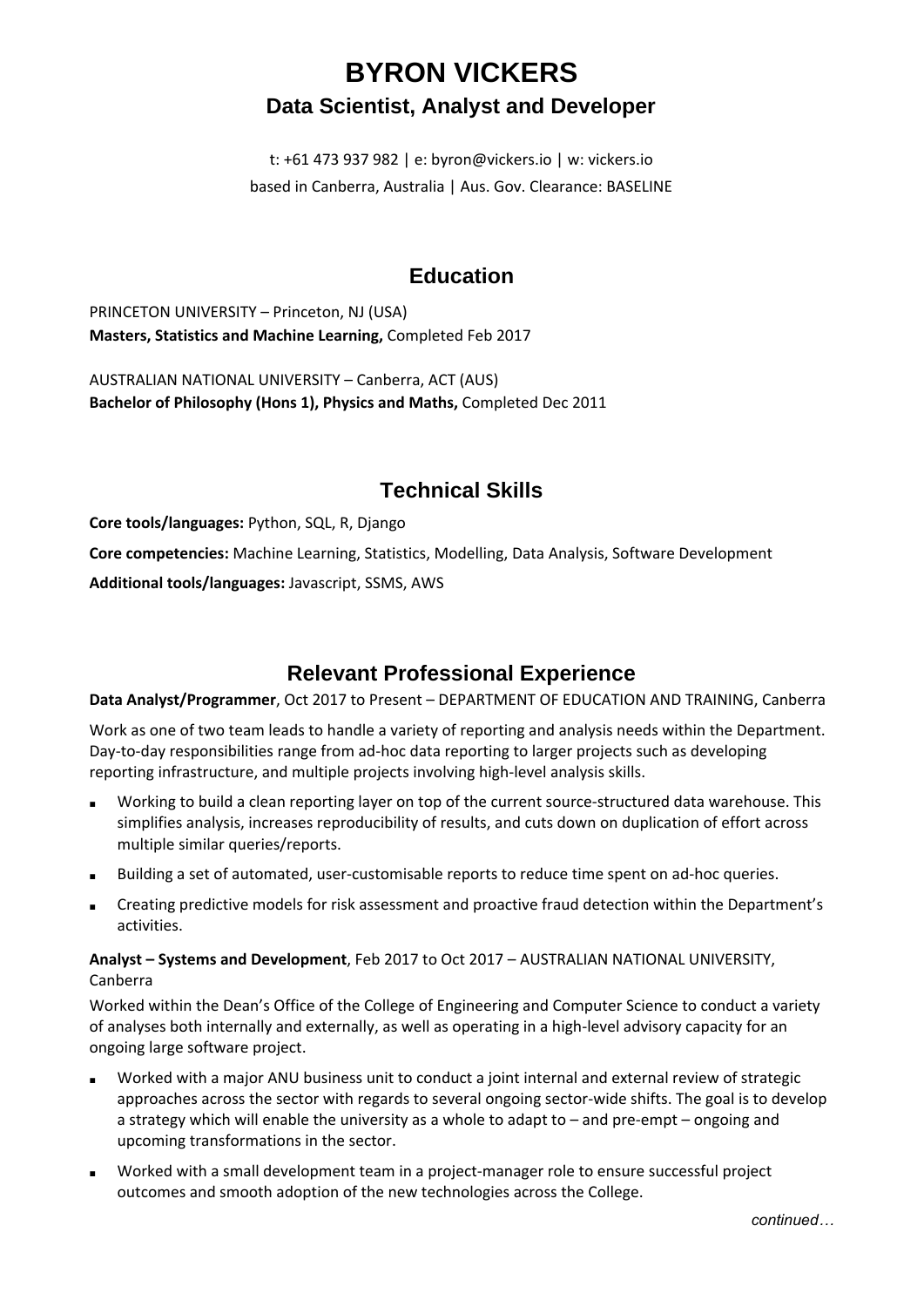# BYRON VICKERS

## Data Scientist, Analyst and Developer

t: +61 473 937 982 | e: byron@vickers.io | w: vickers.io
based in Canberra, Australia | Aus. Gov. Clearance: BASELINE

## Education

PRINCETON UNIVERSITY – Princeton, NJ (USA)
**Masters, Statistics and Machine Learning,** Completed Feb 2017

AUSTRALIAN NATIONAL UNIVERSITY – Canberra, ACT (AUS)
**Bachelor of Philosophy (Hons 1), Physics and Maths,** Completed Dec 2011

## Technical Skills

**Core tools/languages:** Python, SQL, R, Django

**Core competencies:** Machine Learning, Statistics, Modelling, Data Analysis, Software Development

**Additional tools/languages:** Javascript, SSMS, AWS

## Relevant Professional Experience

**Data Analyst/Programmer**, Oct 2017 to Present – DEPARTMENT OF EDUCATION AND TRAINING, Canberra

Work as one of two team leads to handle a variety of reporting and analysis needs within the Department. Day-to-day responsibilities range from ad-hoc data reporting to larger projects such as developing reporting infrastructure, and multiple projects involving high-level analysis skills.

- Working to build a clean reporting layer on top of the current source-structured data warehouse. This simplifies analysis, increases reproducibility of results, and cuts down on duplication of effort across multiple similar queries/reports.
- Building a set of automated, user-customisable reports to reduce time spent on ad-hoc queries.
- Creating predictive models for risk assessment and proactive fraud detection within the Department's activities.

**Analyst – Systems and Development**, Feb 2017 to Oct 2017 – AUSTRALIAN NATIONAL UNIVERSITY, Canberra

Worked within the Dean's Office of the College of Engineering and Computer Science to conduct a variety of analyses both internally and externally, as well as operating in a high-level advisory capacity for an ongoing large software project.

- Worked with a major ANU business unit to conduct a joint internal and external review of strategic approaches across the sector with regards to several ongoing sector-wide shifts. The goal is to develop a strategy which will enable the university as a whole to adapt to – and pre-empt – ongoing and upcoming transformations in the sector.
- Worked with a small development team in a project-manager role to ensure successful project outcomes and smooth adoption of the new technologies across the College.

*continued…*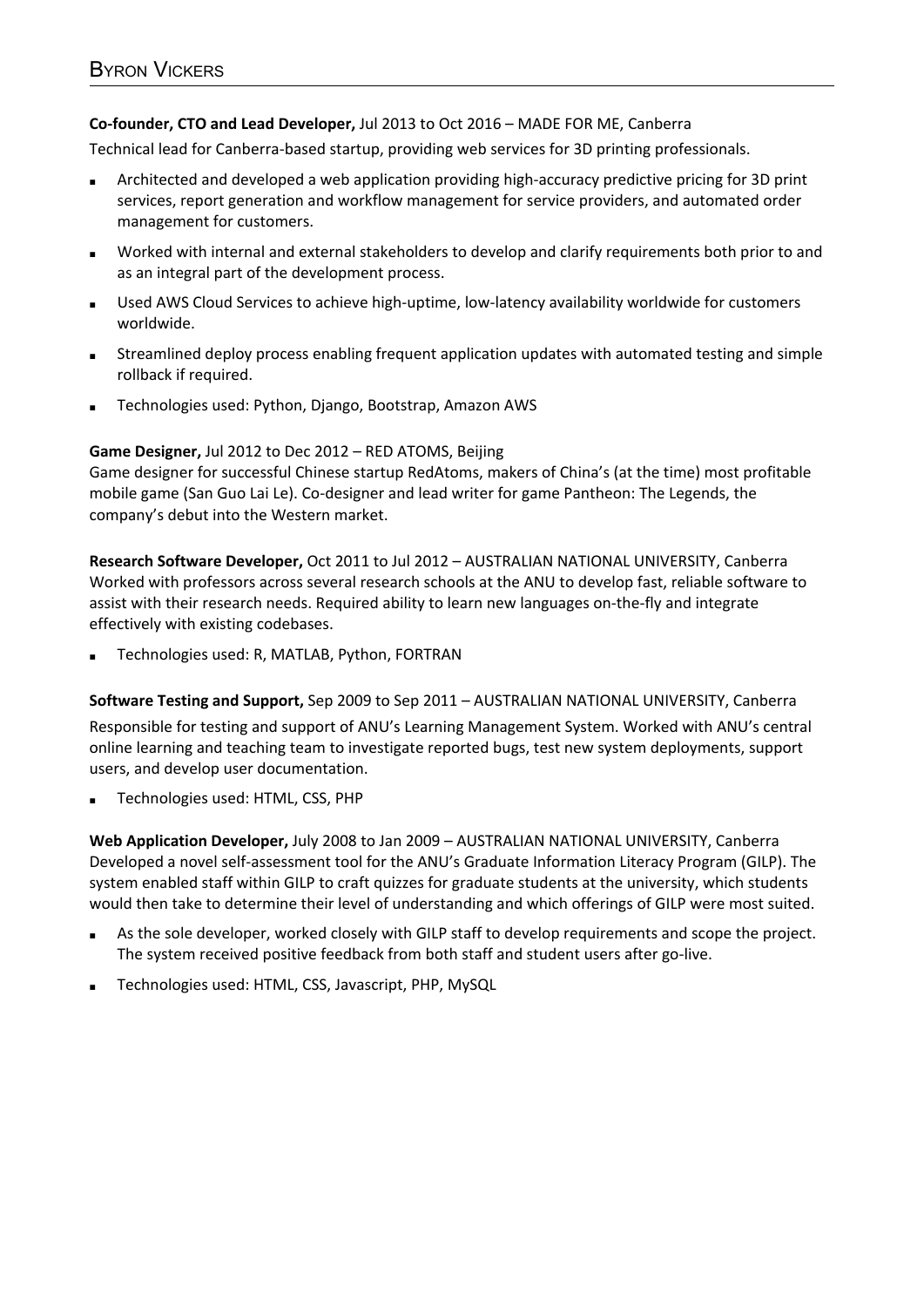**Co-founder, CTO and Lead Developer,** Jul 2013 to Oct 2016 – MADE FOR ME, Canberra

Technical lead for Canberra-based startup, providing web services for 3D printing professionals.

- Architected and developed a web application providing high-accuracy predictive pricing for 3D print services, report generation and workflow management for service providers, and automated order management for customers.
- Worked with internal and external stakeholders to develop and clarify requirements both prior to and as an integral part of the development process.
- Used AWS Cloud Services to achieve high-uptime, low-latency availability worldwide for customers worldwide.
- Streamlined deploy process enabling frequent application updates with automated testing and simple rollback if required.
- Technologies used: Python, Django, Bootstrap, Amazon AWS

**Game Designer,** Jul 2012 to Dec 2012 – RED ATOMS, Beijing

Game designer for successful Chinese startup RedAtoms, makers of China's (at the time) most profitable mobile game (San Guo Lai Le). Co-designer and lead writer for game Pantheon: The Legends, the company's debut into the Western market.

**Research Software Developer,** Oct 2011 to Jul 2012 – AUSTRALIAN NATIONAL UNIVERSITY, Canberra

Worked with professors across several research schools at the ANU to develop fast, reliable software to assist with their research needs. Required ability to learn new languages on-the-fly and integrate effectively with existing codebases.

- Technologies used: R, MATLAB, Python, FORTRAN

**Software Testing and Support,** Sep 2009 to Sep 2011 – AUSTRALIAN NATIONAL UNIVERSITY, Canberra

Responsible for testing and support of ANU's Learning Management System. Worked with ANU's central online learning and teaching team to investigate reported bugs, test new system deployments, support users, and develop user documentation.

- Technologies used: HTML, CSS, PHP

**Web Application Developer,** July 2008 to Jan 2009 – AUSTRALIAN NATIONAL UNIVERSITY, Canberra

Developed a novel self-assessment tool for the ANU's Graduate Information Literacy Program (GILP). The system enabled staff within GILP to craft quizzes for graduate students at the university, which students would then take to determine their level of understanding and which offerings of GILP were most suited.

- As the sole developer, worked closely with GILP staff to develop requirements and scope the project. The system received positive feedback from both staff and student users after go-live.
- Technologies used: HTML, CSS, Javascript, PHP, MySQL